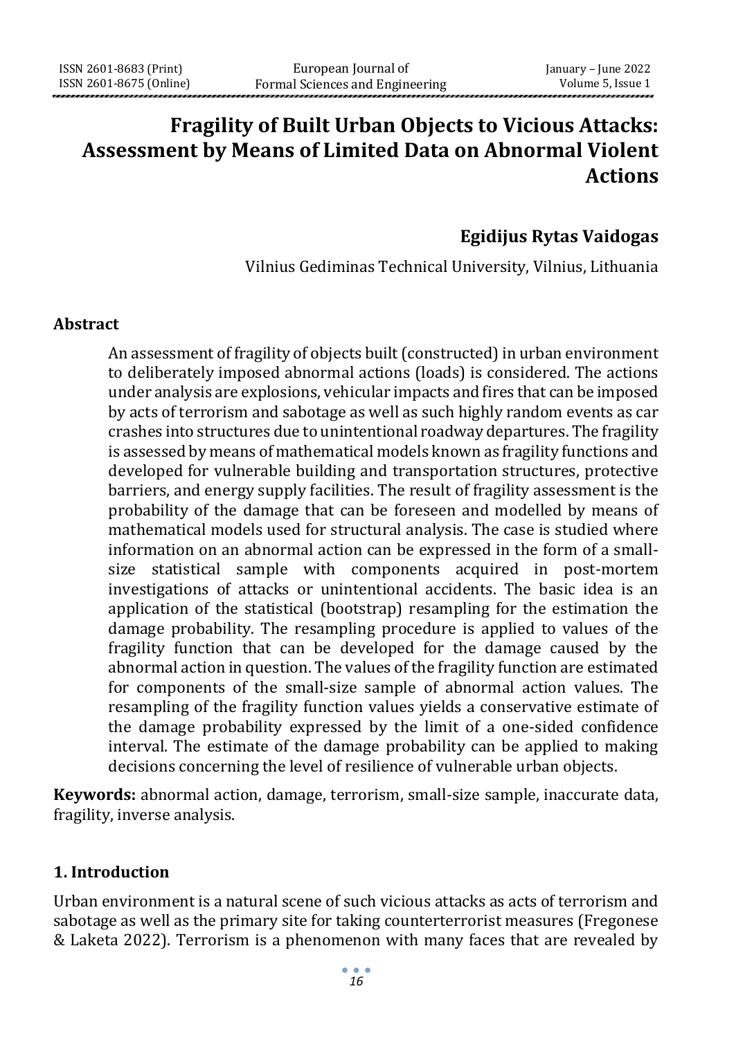# Fragility of Built Urban Objects to Vicious Attacks: Assessment by Means of Limited Data on Abnormal Violent Actions

**Egidijus Rytas Vaidogas**

Vilnius Gediminas Technical University, Vilnius, Lithuania

## Abstract

An assessment of fragility of objects built (constructed) in urban environment to deliberately imposed abnormal actions (loads) is considered. The actions under analysis are explosions, vehicular impacts and fires that can be imposed by acts of terrorism and sabotage as well as such highly random events as car crashes into structures due to unintentional roadway departures. The fragility is assessed by means of mathematical models known as fragility functions and developed for vulnerable building and transportation structures, protective barriers, and energy supply facilities. The result of fragility assessment is the probability of the damage that can be foreseen and modelled by means of mathematical models used for structural analysis. The case is studied where information on an abnormal action can be expressed in the form of a small-size statistical sample with components acquired in post-mortem investigations of attacks or unintentional accidents. The basic idea is an application of the statistical (bootstrap) resampling for the estimation the damage probability. The resampling procedure is applied to values of the fragility function that can be developed for the damage caused by the abnormal action in question. The values of the fragility function are estimated for components of the small-size sample of abnormal action values. The resampling of the fragility function values yields a conservative estimate of the damage probability expressed by the limit of a one-sided confidence interval. The estimate of the damage probability can be applied to making decisions concerning the level of resilience of vulnerable urban objects.

**Keywords:** abnormal action, damage, terrorism, small-size sample, inaccurate data, fragility, inverse analysis.

## 1. Introduction

Urban environment is a natural scene of such vicious attacks as acts of terrorism and sabotage as well as the primary site for taking counterterrorist measures (Fregonese & Laketa 2022). Terrorism is a phenomenon with many faces that are revealed by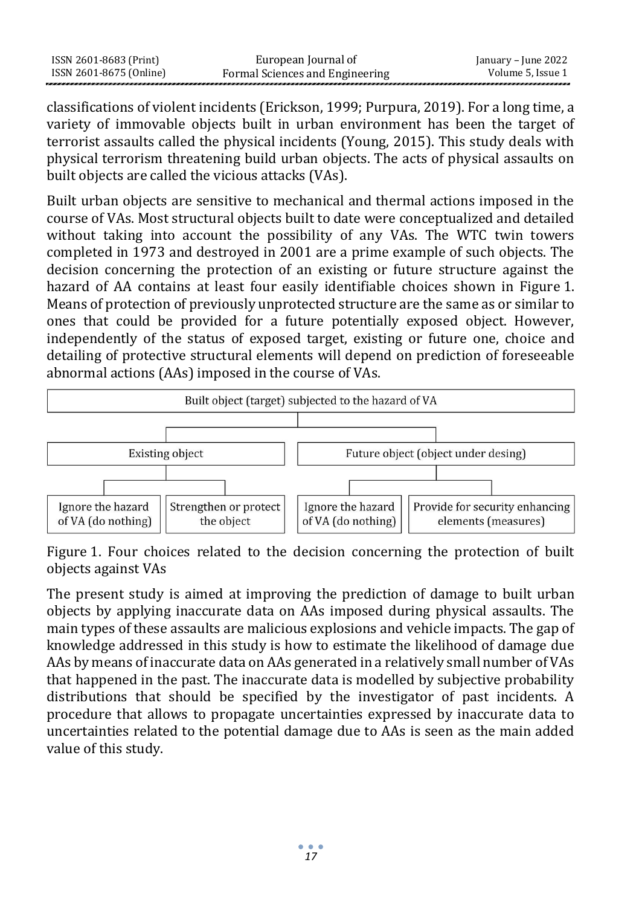classifications of violent incidents (Erickson, 1999; Purpura, 2019). For a long time, a variety of immovable objects built in urban environment has been the target of terrorist assaults called the physical incidents (Young, 2015). This study deals with physical terrorism threatening build urban objects. The acts of physical assaults on built objects are called the vicious attacks (VAs).

Built urban objects are sensitive to mechanical and thermal actions imposed in the course of VAs. Most structural objects built to date were conceptualized and detailed without taking into account the possibility of any VAs. The WTC twin towers completed in 1973 and destroyed in 2001 are a prime example of such objects. The decision concerning the protection of an existing or future structure against the hazard of AA contains at least four easily identifiable choices shown in Figure 1. Means of protection of previously unprotected structure are the same as or similar to ones that could be provided for a future potentially exposed object. However, independently of the status of exposed target, existing or future one, choice and detailing of protective structural elements will depend on prediction of foreseeable abnormal actions (AAs) imposed in the course of VAs.

- Built object (target) subjected to the hazard of VA
  - Existing object
    - Ignore the hazard of VA (do nothing)
    - Strengthen or protect the object
  - Future object (object under desing)
    - Ignore the hazard of VA (do nothing)
    - Provide for security enhancing elements (measures)

Figure 1. Four choices related to the decision concerning the protection of built objects against VAs

The present study is aimed at improving the prediction of damage to built urban objects by applying inaccurate data on AAs imposed during physical assaults. The main types of these assaults are malicious explosions and vehicle impacts. The gap of knowledge addressed in this study is how to estimate the likelihood of damage due AAs by means of inaccurate data on AAs generated in a relatively small number of VAs that happened in the past. The inaccurate data is modelled by subjective probability distributions that should be specified by the investigator of past incidents. A procedure that allows to propagate uncertainties expressed by inaccurate data to uncertainties related to the potential damage due to AAs is seen as the main added value of this study.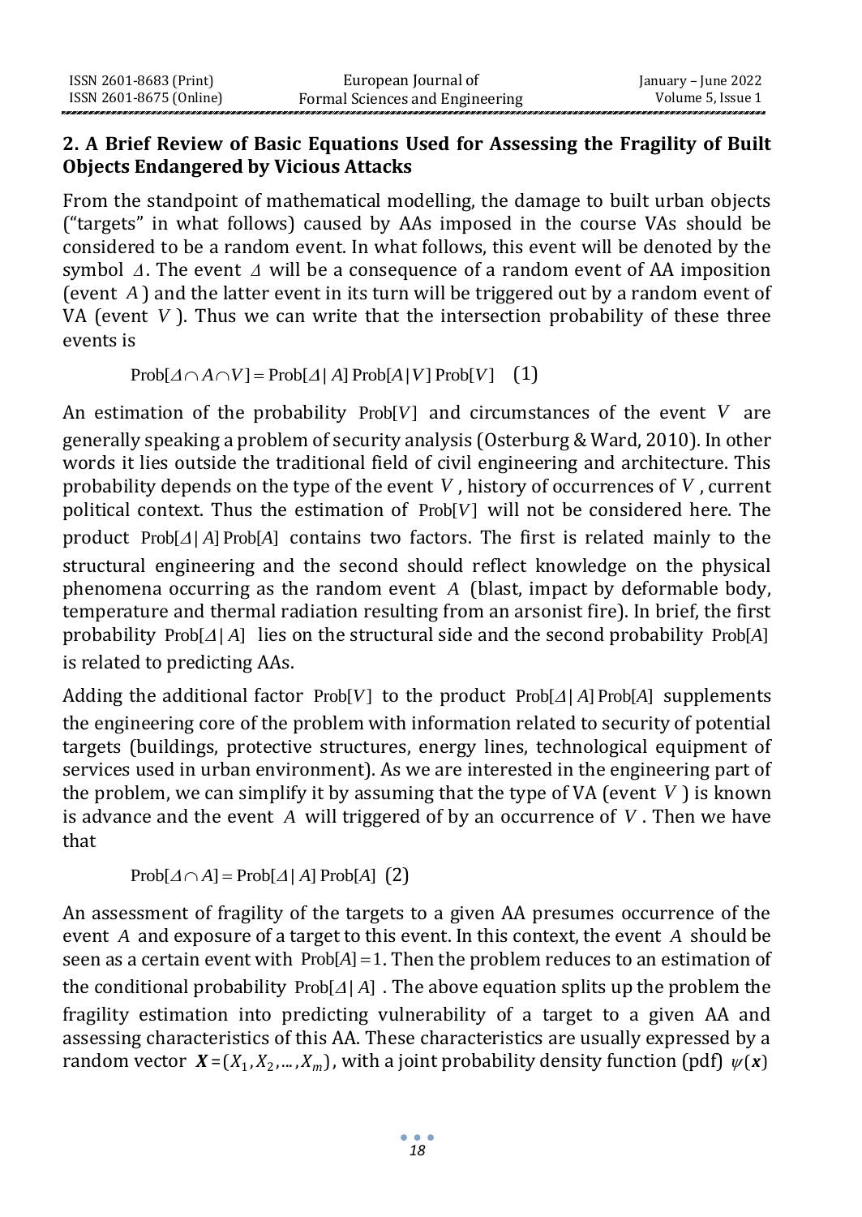## 2. A Brief Review of Basic Equations Used for Assessing the Fragility of Built Objects Endangered by Vicious Attacks

From the standpoint of mathematical modelling, the damage to built urban objects ("targets" in what follows) caused by AAs imposed in the course VAs should be considered to be a random event. In what follows, this event will be denoted by the symbol $\Delta$. The event $\Delta$ will be a consequence of a random event of AA imposition (event $A$) and the latter event in its turn will be triggered out by a random event of VA (event $V$). Thus we can write that the intersection probability of these three events is

$$\mathrm{Prob}[\Delta \cap A \cap V] = \mathrm{Prob}[\Delta \mid A]\,\mathrm{Prob}[A \mid V]\,\mathrm{Prob}[V] \quad (1)$$

An estimation of the probability $\mathrm{Prob}[V]$ and circumstances of the event $V$ are generally speaking a problem of security analysis (Osterburg & Ward, 2010). In other words it lies outside the traditional field of civil engineering and architecture. This probability depends on the type of the event $V$, history of occurrences of $V$, current political context. Thus the estimation of $\mathrm{Prob}[V]$ will not be considered here. The product $\mathrm{Prob}[\Delta \mid A]\,\mathrm{Prob}[A]$ contains two factors. The first is related mainly to the structural engineering and the second should reflect knowledge on the physical phenomena occurring as the random event $A$ (blast, impact by deformable body, temperature and thermal radiation resulting from an arsonist fire). In brief, the first probability $\mathrm{Prob}[\Delta \mid A]$ lies on the structural side and the second probability $\mathrm{Prob}[A]$ is related to predicting AAs.

Adding the additional factor $\mathrm{Prob}[V]$ to the product $\mathrm{Prob}[\Delta \mid A]\,\mathrm{Prob}[A]$ supplements the engineering core of the problem with information related to security of potential targets (buildings, protective structures, energy lines, technological equipment of services used in urban environment). As we are interested in the engineering part of the problem, we can simplify it by assuming that the type of VA (event $V$) is known is advance and the event $A$ will triggered of by an occurrence of $V$. Then we have that

$$\mathrm{Prob}[\Delta \cap A] = \mathrm{Prob}[\Delta \mid A]\,\mathrm{Prob}[A] \quad (2)$$

An assessment of fragility of the targets to a given AA presumes occurrence of the event $A$ and exposure of a target to this event. In this context, the event $A$ should be seen as a certain event with $\mathrm{Prob}[A] = 1$. Then the problem reduces to an estimation of the conditional probability $\mathrm{Prob}[\Delta \mid A]$. The above equation splits up the problem the fragility estimation into predicting vulnerability of a target to a given AA and assessing characteristics of this AA. These characteristics are usually expressed by a random vector $\boldsymbol{X} = (X_1, X_2, \ldots, X_m)$, with a joint probability density function (pdf) $\psi(\boldsymbol{x})$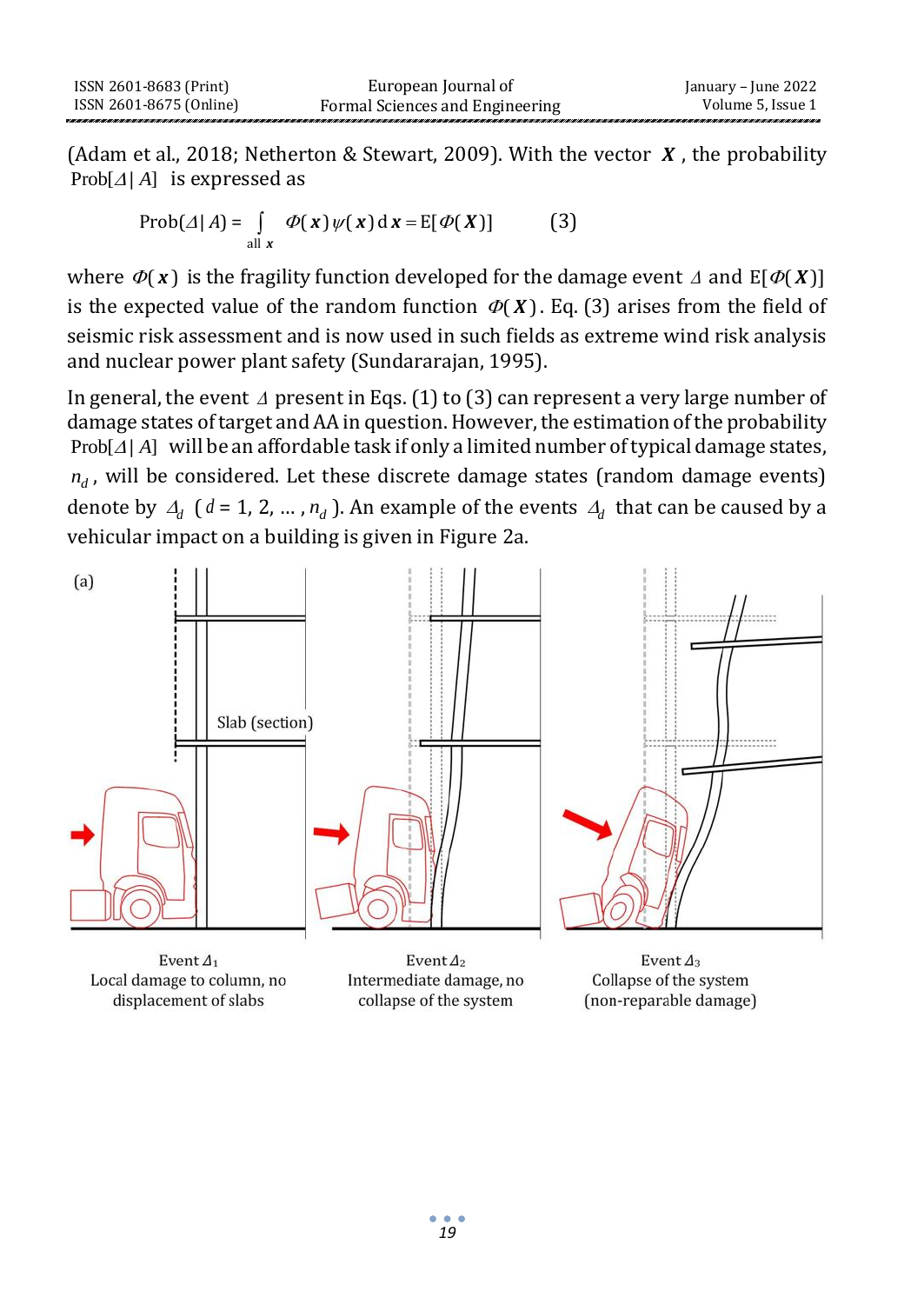(Adam et al., 2018; Netherton & Stewart, 2009). With the vector $\boldsymbol{X}$, the probability $\text{Prob}[\Delta | A]$ is expressed as

$$\text{Prob}(\Delta | A) = \int_{\text{all } \boldsymbol{x}} \Phi(\boldsymbol{x})\,\psi(\boldsymbol{x})\,\mathrm{d}\boldsymbol{x} = \mathrm{E}[\Phi(\boldsymbol{X})] \qquad (3)$$

where $\Phi(\boldsymbol{x})$ is the fragility function developed for the damage event $\Delta$ and $\mathrm{E}[\Phi(\boldsymbol{X})]$ is the expected value of the random function $\Phi(\boldsymbol{X})$. Eq. (3) arises from the field of seismic risk assessment and is now used in such fields as extreme wind risk analysis and nuclear power plant safety (Sundararajan, 1995).

In general, the event $\Delta$ present in Eqs. (1) to (3) can represent a very large number of damage states of target and AA in question. However, the estimation of the probability $\text{Prob}[\Delta | A]$ will be an affordable task if only a limited number of typical damage states, $n_d$, will be considered. Let these discrete damage states (random damage events) denote by $\Delta_d$ ($d = 1, 2, \ldots, n_d$). An example of the events $\Delta_d$ that can be caused by a vehicular impact on a building is given in Figure 2a.

(a)

Slab (section)

Event $\Delta_1$
Local damage to column, no displacement of slabs

Event $\Delta_2$
Intermediate damage, no collapse of the system

Event $\Delta_3$
Collapse of the system (non-reparable damage)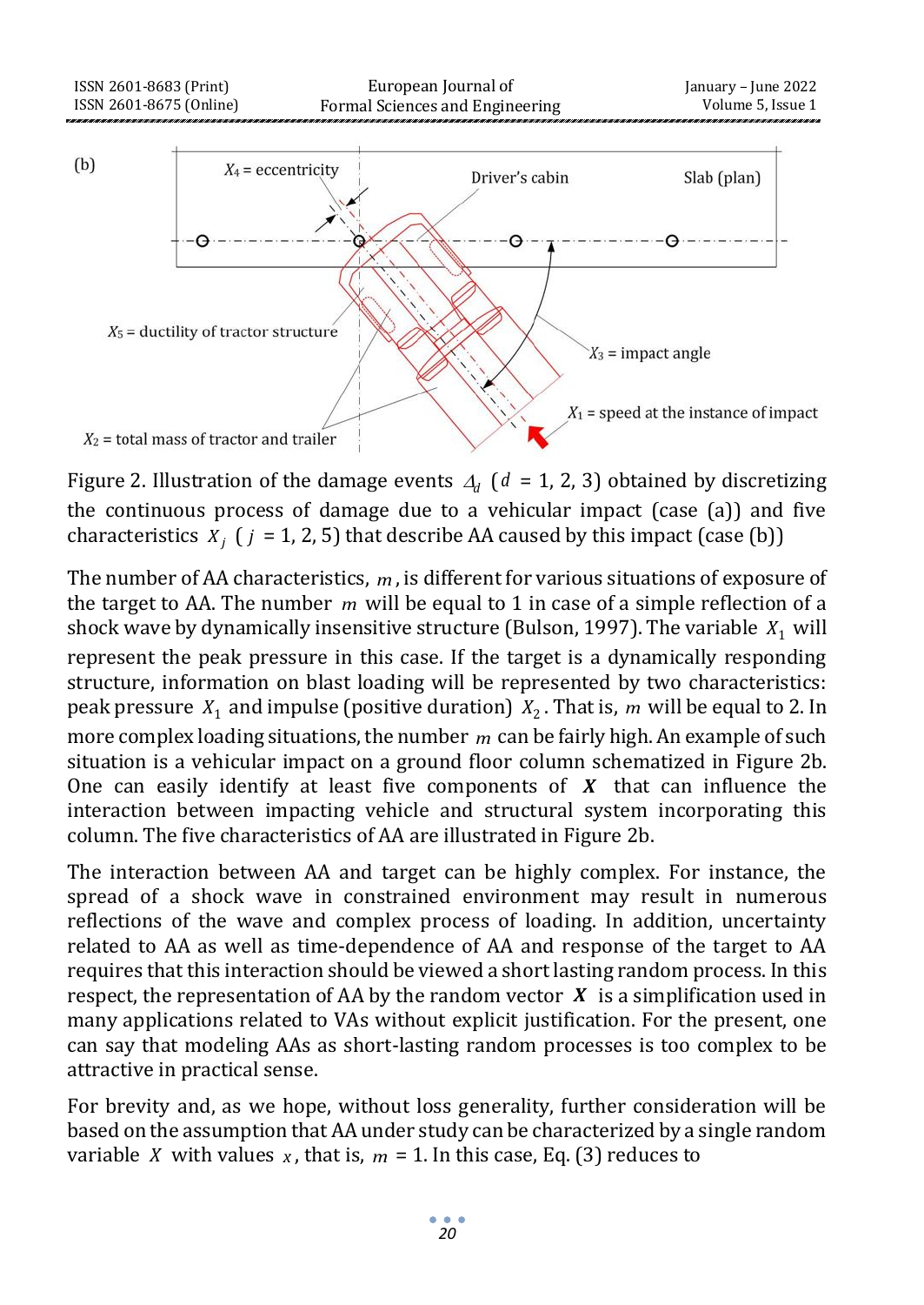Figure 2. Illustration of the damage events $\Delta_d$ ($d$ = 1, 2, 3) obtained by discretizing the continuous process of damage due to a vehicular impact (case (a)) and five characteristics $X_j$ ($j$ = 1, 2, 5) that describe AA caused by this impact (case (b))

The number of AA characteristics, $m$, is different for various situations of exposure of the target to AA. The number $m$ will be equal to 1 in case of a simple reflection of a shock wave by dynamically insensitive structure (Bulson, 1997). The variable $X_1$ will represent the peak pressure in this case. If the target is a dynamically responding structure, information on blast loading will be represented by two characteristics: peak pressure $X_1$ and impulse (positive duration) $X_2$. That is, $m$ will be equal to 2. In more complex loading situations, the number $m$ can be fairly high. An example of such situation is a vehicular impact on a ground floor column schematized in Figure 2b. One can easily identify at least five components of $\boldsymbol{X}$ that can influence the interaction between impacting vehicle and structural system incorporating this column. The five characteristics of AA are illustrated in Figure 2b.

The interaction between AA and target can be highly complex. For instance, the spread of a shock wave in constrained environment may result in numerous reflections of the wave and complex process of loading. In addition, uncertainty related to AA as well as time-dependence of AA and response of the target to AA requires that this interaction should be viewed a short lasting random process. In this respect, the representation of AA by the random vector $\boldsymbol{X}$ is a simplification used in many applications related to VAs without explicit justification. For the present, one can say that modeling AAs as short-lasting random processes is too complex to be attractive in practical sense.

For brevity and, as we hope, without loss generality, further consideration will be based on the assumption that AA under study can be characterized by a single random variable $X$ with values $x$, that is, $m$ = 1. In this case, Eq. (3) reduces to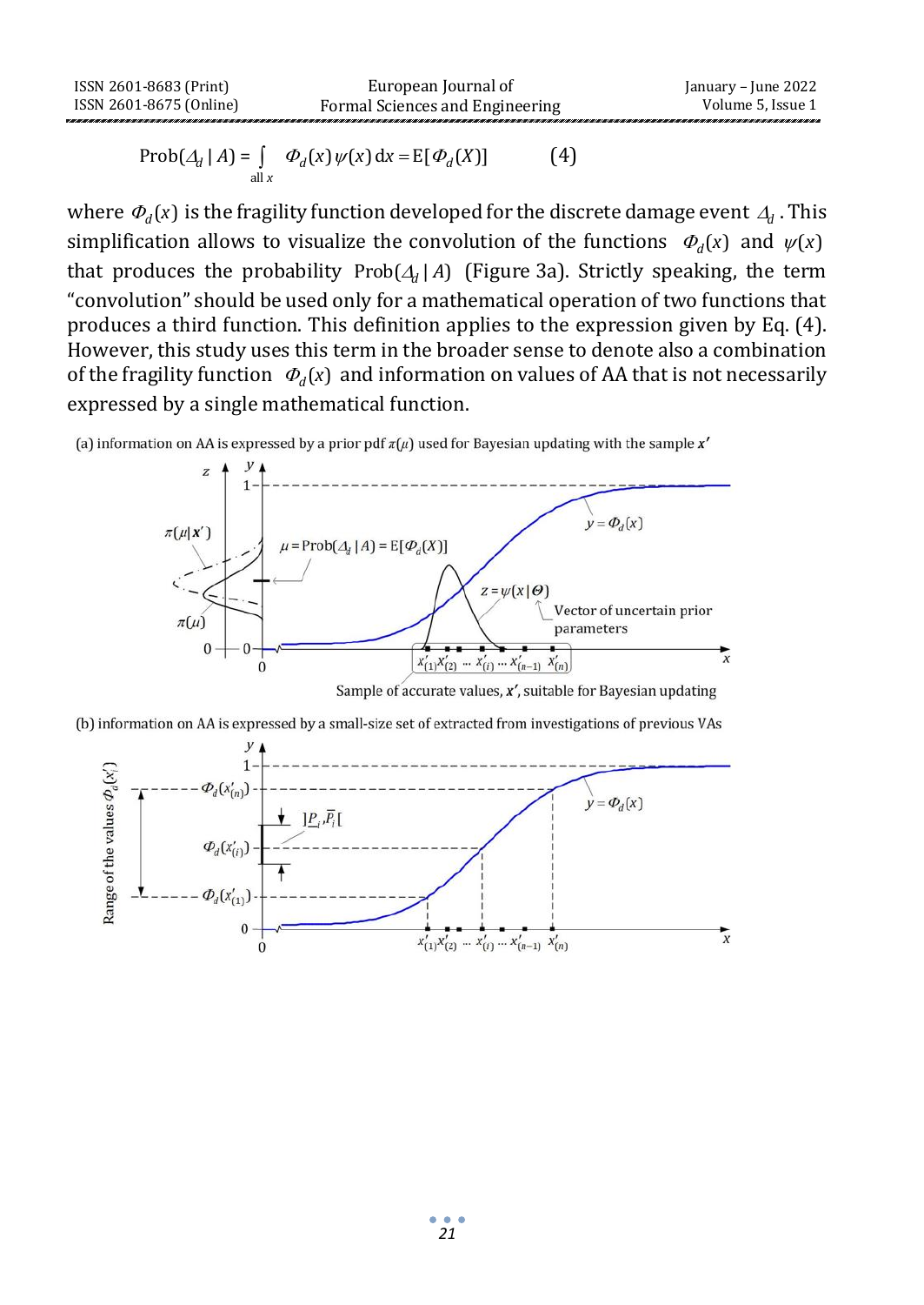$$\text{Prob}(\Delta_d \mid A) = \int_{\text{all } x} \Phi_d(x)\,\psi(x)\,\mathrm{d}x = \mathrm{E}[\Phi_d(X)] \qquad (4)$$

where $\Phi_d(x)$ is the fragility function developed for the discrete damage event $\Delta_d$. This simplification allows to visualize the convolution of the functions $\Phi_d(x)$ and $\psi(x)$ that produces the probability $\text{Prob}(\Delta_d \mid A)$ (Figure 3a). Strictly speaking, the term "convolution" should be used only for a mathematical operation of two functions that produces a third function. This definition applies to the expression given by Eq. (4). However, this study uses this term in the broader sense to denote also a combination of the fragility function $\Phi_d(x)$ and information on values of AA that is not necessarily expressed by a single mathematical function.

(a) information on AA is expressed by a prior pdf $\pi(\mu)$ used for Bayesian updating with the sample $\boldsymbol{x}'$

(b) information on AA is expressed by a small-size set of extracted from investigations of previous VAs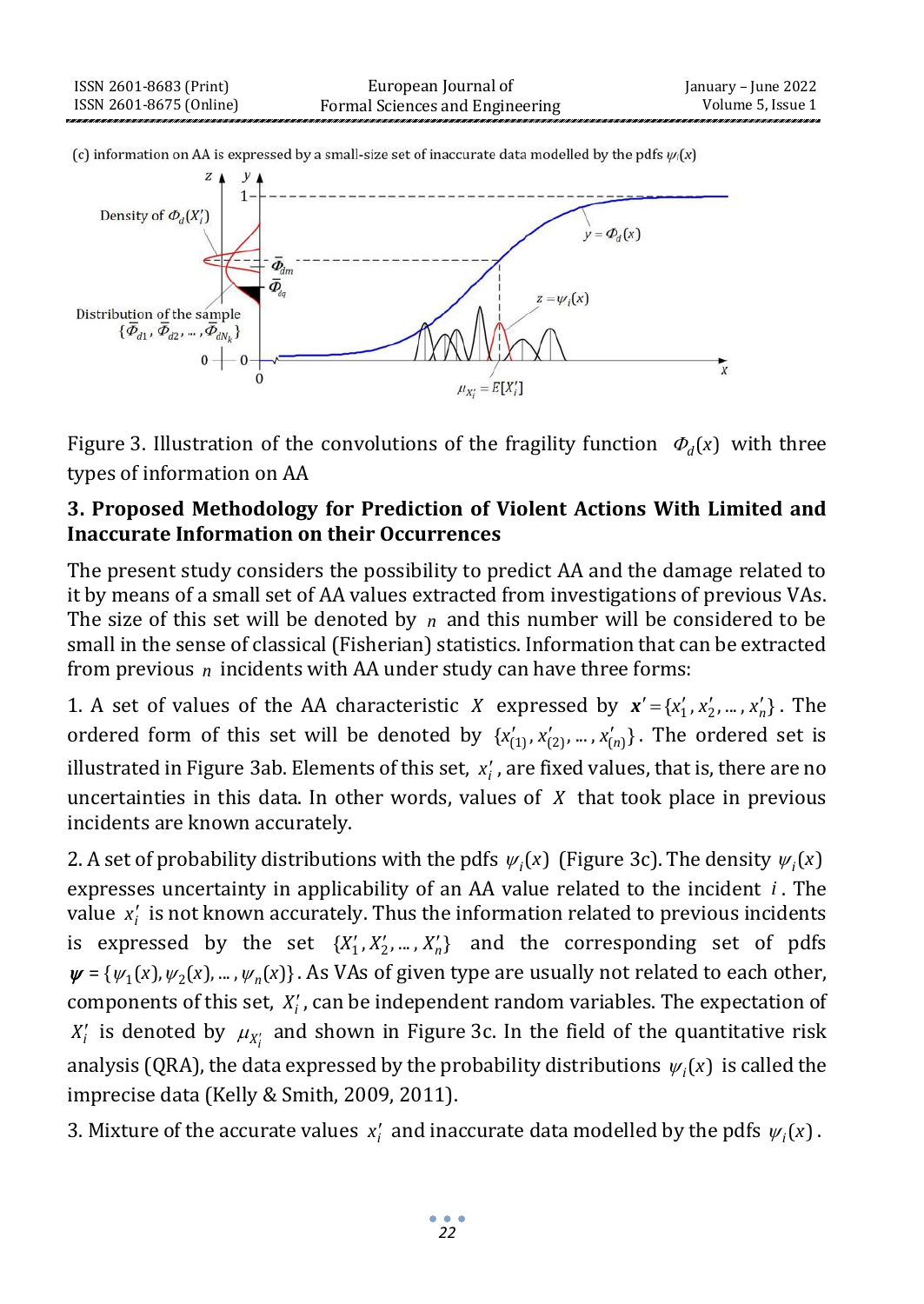(c) information on AA is expressed by a small-size set of inaccurate data modelled by the pdfs $\psi_i(x)$

Figure 3. Illustration of the convolutions of the fragility function $\Phi_d(x)$ with three types of information on AA

## 3. Proposed Methodology for Prediction of Violent Actions With Limited and Inaccurate Information on their Occurrences

The present study considers the possibility to predict AA and the damage related to it by means of a small set of AA values extracted from investigations of previous VAs. The size of this set will be denoted by $n$ and this number will be considered to be small in the sense of classical (Fisherian) statistics. Information that can be extracted from previous $n$ incidents with AA under study can have three forms:

1. A set of values of the AA characteristic $X$ expressed by $\boldsymbol{x}' = \{x'_1, x'_2, \dots, x'_n\}$. The ordered form of this set will be denoted by $\{x'_{(1)}, x'_{(2)}, \dots, x'_{(n)}\}$. The ordered set is illustrated in Figure 3ab. Elements of this set, $x'_i$, are fixed values, that is, there are no uncertainties in this data. In other words, values of $X$ that took place in previous incidents are known accurately.

2. A set of probability distributions with the pdfs $\psi_i(x)$ (Figure 3c). The density $\psi_i(x)$ expresses uncertainty in applicability of an AA value related to the incident $i$. The value $x'_i$ is not known accurately. Thus the information related to previous incidents is expressed by the set $\{X'_1, X'_2, \dots, X'_n\}$ and the corresponding set of pdfs $\boldsymbol{\psi} = \{\psi_1(x), \psi_2(x), \dots, \psi_n(x)\}$. As VAs of given type are usually not related to each other, components of this set, $X'_i$, can be independent random variables. The expectation of $X'_i$ is denoted by $\mu_{X'_i}$ and shown in Figure 3c. In the field of the quantitative risk analysis (QRA), the data expressed by the probability distributions $\psi_i(x)$ is called the imprecise data (Kelly & Smith, 2009, 2011).

3. Mixture of the accurate values $x'_i$ and inaccurate data modelled by the pdfs $\psi_i(x)$.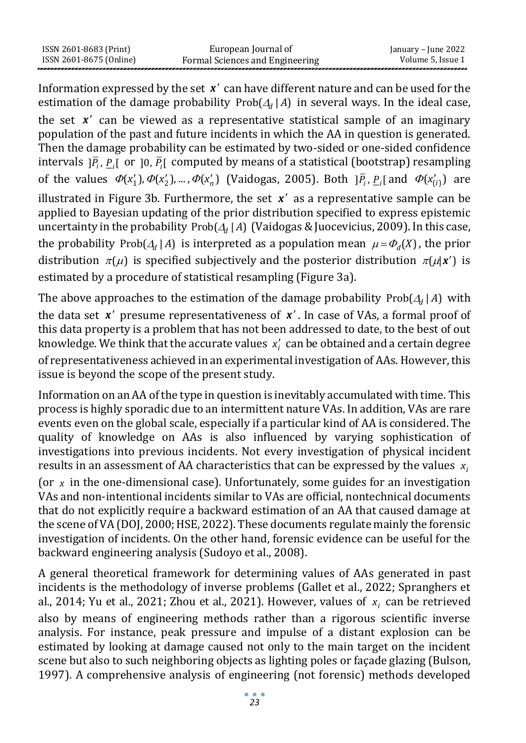Information expressed by the set $\boldsymbol{x}'$ can have different nature and can be used for the estimation of the damage probability $\text{Prob}(\Delta_d \mid A)$ in several ways. In the ideal case, the set $\boldsymbol{x}'$ can be viewed as a representative statistical sample of an imaginary population of the past and future incidents in which the AA in question is generated. Then the damage probability can be estimated by two-sided or one-sided confidence intervals $]\bar{P}_i, \underline{P}_i[$ or $]0, \bar{P}_i[$ computed by means of a statistical (bootstrap) resampling of the values $\Phi(x_1'), \Phi(x_2'), \dots, \Phi(x_n')$ (Vaidogas, 2005). Both $]\bar{P}_i, \underline{P}_i[$ and $\Phi(x_{(i)}')$ are illustrated in Figure 3b. Furthermore, the set $\boldsymbol{x}'$ as a representative sample can be applied to Bayesian updating of the prior distribution specified to express epistemic uncertainty in the probability $\text{Prob}(\Delta_d \mid A)$ (Vaidogas & Juocevicius, 2009). In this case, the probability $\text{Prob}(\Delta_d \mid A)$ is interpreted as a population mean $\mu = \Phi_d(X)$, the prior distribution $\pi(\mu)$ is specified subjectively and the posterior distribution $\pi(\mu|\boldsymbol{x}')$ is estimated by a procedure of statistical resampling (Figure 3a).

The above approaches to the estimation of the damage probability $\text{Prob}(\Delta_d \mid A)$ with the data set $\boldsymbol{x}'$ presume representativeness of $\boldsymbol{x}'$. In case of VAs, a formal proof of this data property is a problem that has not been addressed to date, to the best of out knowledge. We think that the accurate values $x_i'$ can be obtained and a certain degree of representativeness achieved in an experimental investigation of AAs. However, this issue is beyond the scope of the present study.

Information on an AA of the type in question is inevitably accumulated with time. This process is highly sporadic due to an intermittent nature VAs. In addition, VAs are rare events even on the global scale, especially if a particular kind of AA is considered. The quality of knowledge on AAs is also influenced by varying sophistication of investigations into previous incidents. Not every investigation of physical incident results in an assessment of AA characteristics that can be expressed by the values $x_i$ (or $x$ in the one-dimensional case). Unfortunately, some guides for an investigation VAs and non-intentional incidents similar to VAs are official, nontechnical documents that do not explicitly require a backward estimation of an AA that caused damage at the scene of VA (DOJ, 2000; HSE, 2022). These documents regulate mainly the forensic investigation of incidents. On the other hand, forensic evidence can be useful for the backward engineering analysis (Sudoyo et al., 2008).

A general theoretical framework for determining values of AAs generated in past incidents is the methodology of inverse problems (Gallet et al., 2022; Spranghers et al., 2014; Yu et al., 2021; Zhou et al., 2021). However, values of $x_i$ can be retrieved also by means of engineering methods rather than a rigorous scientific inverse analysis. For instance, peak pressure and impulse of a distant explosion can be estimated by looking at damage caused not only to the main target on the incident scene but also to such neighboring objects as lighting poles or façade glazing (Bulson, 1997). A comprehensive analysis of engineering (not forensic) methods developed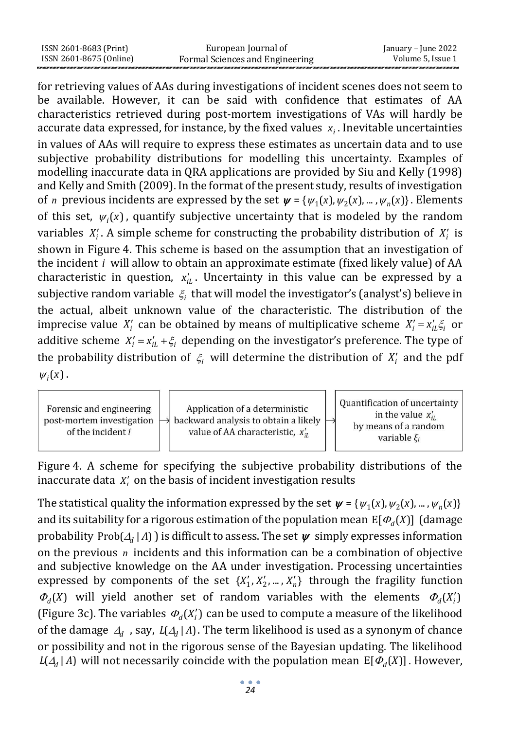for retrieving values of AAs during investigations of incident scenes does not seem to be available. However, it can be said with confidence that estimates of AA characteristics retrieved during post-mortem investigations of VAs will hardly be accurate data expressed, for instance, by the fixed values $x_i$. Inevitable uncertainties in values of AAs will require to express these estimates as uncertain data and to use subjective probability distributions for modelling this uncertainty. Examples of modelling inaccurate data in QRA applications are provided by Siu and Kelly (1998) and Kelly and Smith (2009). In the format of the present study, results of investigation of $n$ previous incidents are expressed by the set $\boldsymbol{\psi} = \{\psi_1(x), \psi_2(x), \dots, \psi_n(x)\}$. Elements of this set, $\psi_i(x)$, quantify subjective uncertainty that is modeled by the random variables $X_i'$. A simple scheme for constructing the probability distribution of $X_i'$ is shown in Figure 4. This scheme is based on the assumption that an investigation of the incident $i$ will allow to obtain an approximate estimate (fixed likely value) of AA characteristic in question, $x_{iL}'$. Uncertainty in this value can be expressed by a subjective random variable $\xi_i$ that will model the investigator's (analyst's) believe in the actual, albeit unknown value of the characteristic. The distribution of the imprecise value $X_i'$ can be obtained by means of multiplicative scheme $X_i' = x_{iL}'\xi_i$ or additive scheme $X_i' = x_{iL}' + \xi_i$ depending on the investigator's preference. The type of the probability distribution of $\xi_i$ will determine the distribution of $X_i'$ and the pdf $\psi_i(x)$.

| Forensic and engineering post-mortem investigation of the incident $i$ | → | Application of a deterministic backward analysis to obtain a likely value of AA characteristic, $x_{iL}'$ | → | Quantification of uncertainty in the value $x_{iL}'$ by means of a random variable $\xi_i$ |
|---|---|---|---|---|

Figure 4. A scheme for specifying the subjective probability distributions of the inaccurate data $X_i'$ on the basis of incident investigation results

The statistical quality the information expressed by the set $\boldsymbol{\psi} = \{\psi_1(x), \psi_2(x), \dots, \psi_n(x)\}$ and its suitability for a rigorous estimation of the population mean $\mathrm{E}[\Phi_d(X)]$ (damage probability $\mathrm{Prob}(\Delta_d \mid A)$) is difficult to assess. The set $\boldsymbol{\psi}$ simply expresses information on the previous $n$ incidents and this information can be a combination of objective and subjective knowledge on the AA under investigation. Processing uncertainties expressed by components of the set $\{X_1', X_2', \dots, X_n'\}$ through the fragility function $\Phi_d(X)$ will yield another set of random variables with the elements $\Phi_d(X_i')$ (Figure 3c). The variables $\Phi_d(X_i')$ can be used to compute a measure of the likelihood of the damage $\Delta_d$, say, $L(\Delta_d \mid A)$. The term likelihood is used as a synonym of chance or possibility and not in the rigorous sense of the Bayesian updating. The likelihood $L(\Delta_d \mid A)$ will not necessarily coincide with the population mean $\mathrm{E}[\Phi_d(X)]$. However,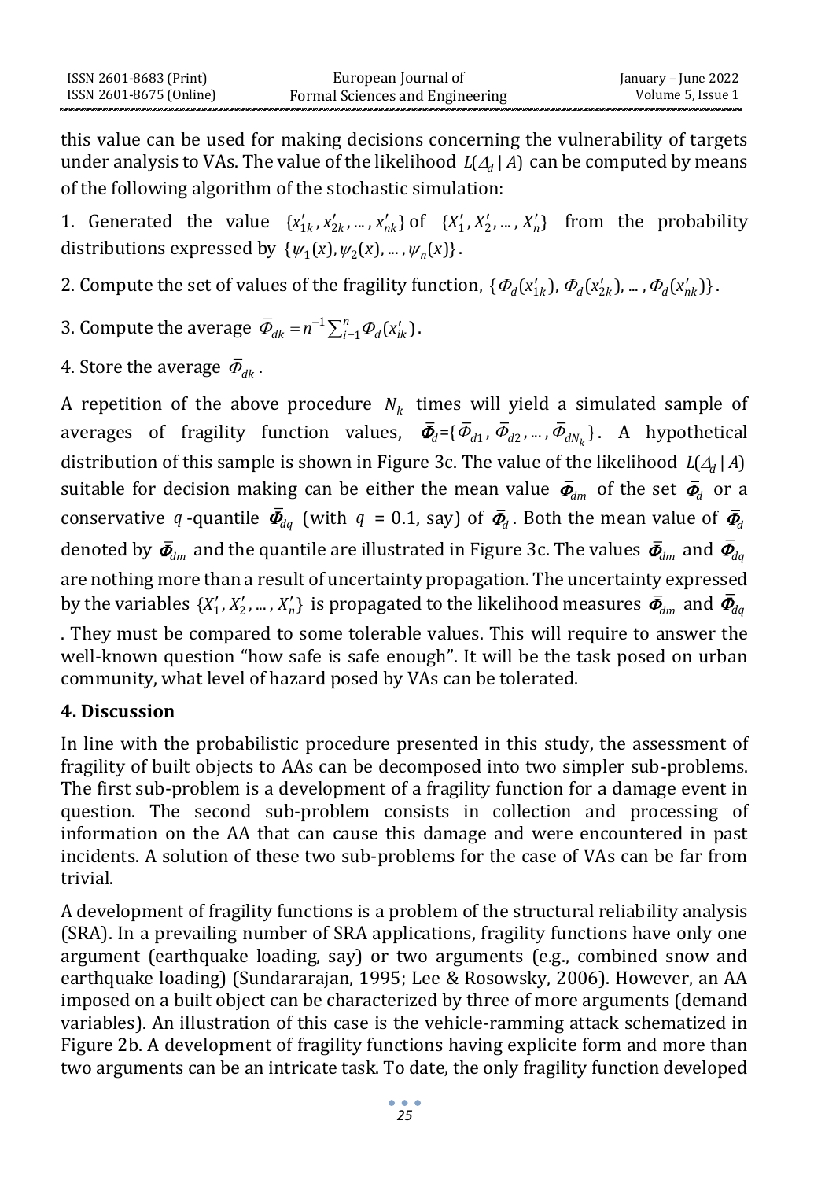this value can be used for making decisions concerning the vulnerability of targets under analysis to VAs. The value of the likelihood $L(\Delta_d \mid A)$ can be computed by means of the following algorithm of the stochastic simulation:

1. Generated the value $\{x'_{1k}, x'_{2k}, \ldots, x'_{nk}\}$ of $\{X'_1, X'_2, \ldots, X'_n\}$ from the probability distributions expressed by $\{\psi_1(x), \psi_2(x), \ldots, \psi_n(x)\}$.

2. Compute the set of values of the fragility function, $\{\Phi_d(x'_{1k}), \Phi_d(x'_{2k}), \ldots, \Phi_d(x'_{nk})\}$.

3. Compute the average $\bar{\Phi}_{dk} = n^{-1}\sum_{i=1}^{n}\Phi_d(x'_{ik})$.

4. Store the average $\bar{\Phi}_{dk}$.

A repetition of the above procedure $N_k$ times will yield a simulated sample of averages of fragility function values, $\bar{\boldsymbol{\Phi}}_d = \{\bar{\Phi}_{d1}, \bar{\Phi}_{d2}, \ldots, \bar{\Phi}_{dN_k}\}$. A hypothetical distribution of this sample is shown in Figure 3c. The value of the likelihood $L(\Delta_d \mid A)$ suitable for decision making can be either the mean value $\bar{\boldsymbol{\Phi}}_{dm}$ of the set $\bar{\boldsymbol{\Phi}}_d$ or a conservative $q$-quantile $\bar{\boldsymbol{\Phi}}_{dq}$ (with $q$ = 0.1, say) of $\bar{\boldsymbol{\Phi}}_d$. Both the mean value of $\bar{\boldsymbol{\Phi}}_d$ denoted by $\bar{\boldsymbol{\Phi}}_{dm}$ and the quantile are illustrated in Figure 3c. The values $\bar{\boldsymbol{\Phi}}_{dm}$ and $\bar{\boldsymbol{\Phi}}_{dq}$ are nothing more than a result of uncertainty propagation. The uncertainty expressed by the variables $\{X'_1, X'_2, \ldots, X'_n\}$ is propagated to the likelihood measures $\bar{\boldsymbol{\Phi}}_{dm}$ and $\bar{\boldsymbol{\Phi}}_{dq}$. They must be compared to some tolerable values. This will require to answer the well-known question "how safe is safe enough". It will be the task posed on urban community, what level of hazard posed by VAs can be tolerated.

## 4. Discussion

In line with the probabilistic procedure presented in this study, the assessment of fragility of built objects to AAs can be decomposed into two simpler sub-problems. The first sub-problem is a development of a fragility function for a damage event in question. The second sub-problem consists in collection and processing of information on the AA that can cause this damage and were encountered in past incidents. A solution of these two sub-problems for the case of VAs can be far from trivial.

A development of fragility functions is a problem of the structural reliability analysis (SRA). In a prevailing number of SRA applications, fragility functions have only one argument (earthquake loading, say) or two arguments (e.g., combined snow and earthquake loading) (Sundararajan, 1995; Lee & Rosowsky, 2006). However, an AA imposed on a built object can be characterized by three of more arguments (demand variables). An illustration of this case is the vehicle-ramming attack schematized in Figure 2b. A development of fragility functions having explicite form and more than two arguments can be an intricate task. To date, the only fragility function developed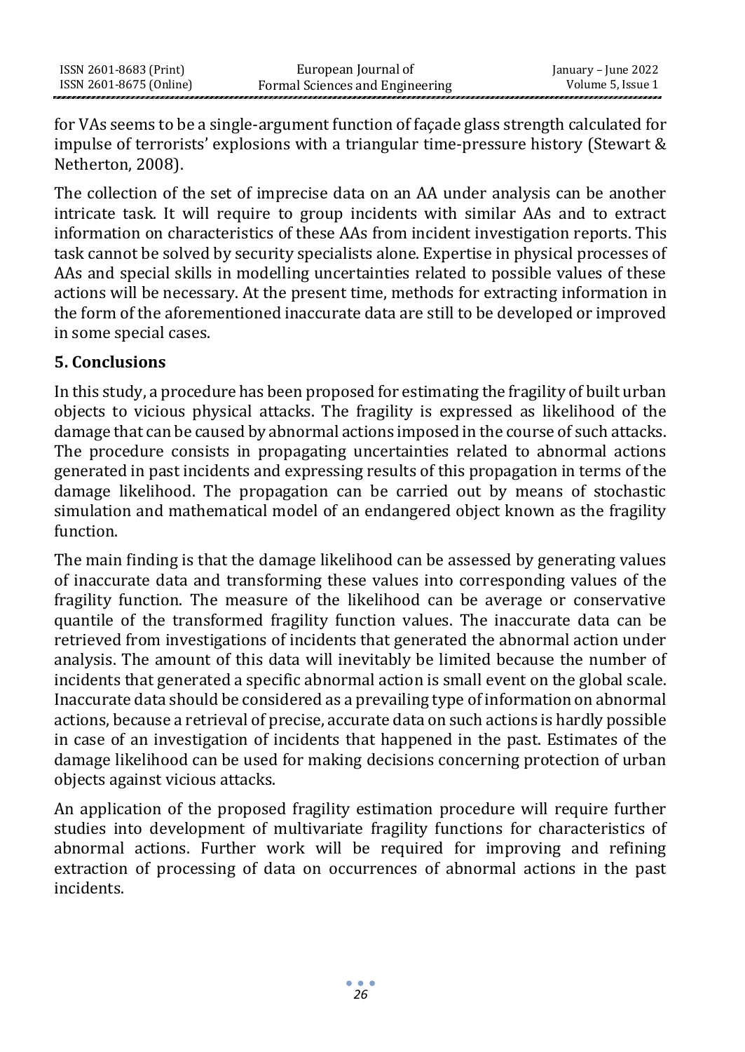for VAs seems to be a single-argument function of façade glass strength calculated for impulse of terrorists' explosions with a triangular time-pressure history (Stewart & Netherton, 2008).

The collection of the set of imprecise data on an AA under analysis can be another intricate task. It will require to group incidents with similar AAs and to extract information on characteristics of these AAs from incident investigation reports. This task cannot be solved by security specialists alone. Expertise in physical processes of AAs and special skills in modelling uncertainties related to possible values of these actions will be necessary. At the present time, methods for extracting information in the form of the aforementioned inaccurate data are still to be developed or improved in some special cases.

## 5. Conclusions

In this study, a procedure has been proposed for estimating the fragility of built urban objects to vicious physical attacks. The fragility is expressed as likelihood of the damage that can be caused by abnormal actions imposed in the course of such attacks. The procedure consists in propagating uncertainties related to abnormal actions generated in past incidents and expressing results of this propagation in terms of the damage likelihood. The propagation can be carried out by means of stochastic simulation and mathematical model of an endangered object known as the fragility function.

The main finding is that the damage likelihood can be assessed by generating values of inaccurate data and transforming these values into corresponding values of the fragility function. The measure of the likelihood can be average or conservative quantile of the transformed fragility function values. The inaccurate data can be retrieved from investigations of incidents that generated the abnormal action under analysis. The amount of this data will inevitably be limited because the number of incidents that generated a specific abnormal action is small event on the global scale. Inaccurate data should be considered as a prevailing type of information on abnormal actions, because a retrieval of precise, accurate data on such actions is hardly possible in case of an investigation of incidents that happened in the past. Estimates of the damage likelihood can be used for making decisions concerning protection of urban objects against vicious attacks.

An application of the proposed fragility estimation procedure will require further studies into development of multivariate fragility functions for characteristics of abnormal actions. Further work will be required for improving and refining extraction of processing of data on occurrences of abnormal actions in the past incidents.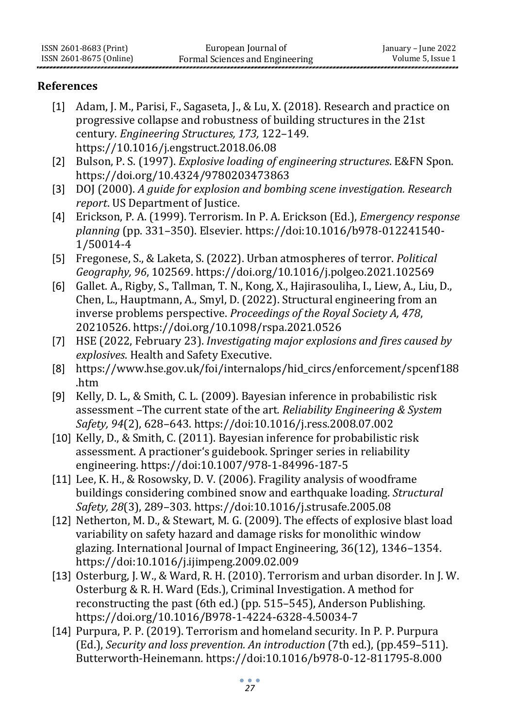## References

[1] Adam, J. M., Parisi, F., Sagaseta, J., & Lu, X. (2018). Research and practice on progressive collapse and robustness of building structures in the 21st century. *Engineering Structures, 173,* 122–149. https://10.1016/j.engstruct.2018.06.08

[2] Bulson, P. S. (1997). *Explosive loading of engineering structures*. E&FN Spon. https://doi.org/10.4324/9780203473863

[3] DOJ (2000). *A guide for explosion and bombing scene investigation. Research report*. US Department of Justice.

[4] Erickson, P. A. (1999). Terrorism. In P. A. Erickson (Ed.), *Emergency response planning* (pp. 331–350). Elsevier. https://doi:10.1016/b978-012241540-1/50014-4

[5] Fregonese, S., & Laketa, S. (2022). Urban atmospheres of terror. *Political Geography, 96*, 102569. https://doi.org/10.1016/j.polgeo.2021.102569

[6] Gallet. A., Rigby, S., Tallman, T. N., Kong, X., Hajirasouliha, I., Liew, A., Liu, D., Chen, L., Hauptmann, A., Smyl, D. (2022). Structural engineering from an inverse problems perspective. *Proceedings of the Royal Society A, 478*, 20210526. https://doi.org/10.1098/rspa.2021.0526

[7] HSE (2022, February 23). *Investigating major explosions and fires caused by explosives*. Health and Safety Executive.

[8] https://www.hse.gov.uk/foi/internalops/hid_circs/enforcement/spcenf188.htm

[9] Kelly, D. L., & Smith, C. L. (2009). Bayesian inference in probabilistic risk assessment –The current state of the art. *Reliability Engineering & System Safety, 94*(2), 628–643. https://doi:10.1016/j.ress.2008.07.002

[10] Kelly, D., & Smith, C. (2011). Bayesian inference for probabilistic risk assessment. A practioner's guidebook. Springer series in reliability engineering. https://doi:10.1007/978-1-84996-187-5

[11] Lee, K. H., & Rosowsky, D. V. (2006). Fragility analysis of woodframe buildings considering combined snow and earthquake loading. *Structural Safety, 28*(3), 289–303. https://doi:10.1016/j.strusafe.2005.08

[12] Netherton, M. D., & Stewart, M. G. (2009). The effects of explosive blast load variability on safety hazard and damage risks for monolithic window glazing. International Journal of Impact Engineering, 36(12), 1346–1354. https://doi:10.1016/j.ijimpeng.2009.02.009

[13] Osterburg, J. W., & Ward, R. H. (2010). Terrorism and urban disorder. In J. W. Osterburg & R. H. Ward (Eds.), Criminal Investigation. A method for reconstructing the past (6th ed.) (pp. 515–545), Anderson Publishing. https://doi.org/10.1016/B978-1-4224-6328-4.50034-7

[14] Purpura, P. P. (2019). Terrorism and homeland security. In P. P. Purpura (Ed.), *Security and loss prevention. An introduction* (7th ed.), (pp.459–511). Butterworth-Heinemann. https://doi:10.1016/b978-0-12-811795-8.000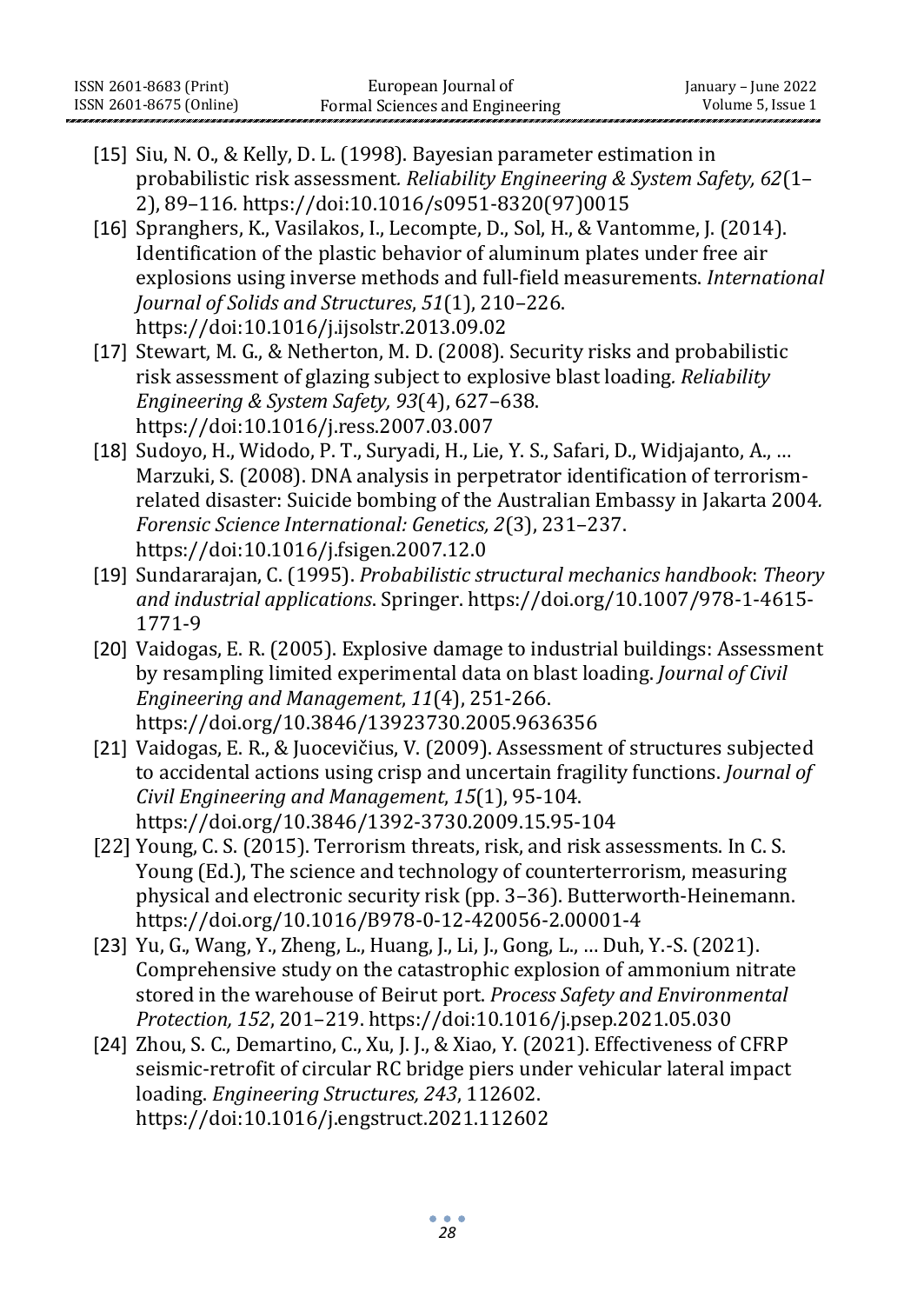[15] Siu, N. O., & Kelly, D. L. (1998). Bayesian parameter estimation in probabilistic risk assessment. *Reliability Engineering & System Safety, 62*(1–2), 89–116. https://doi:10.1016/s0951-8320(97)0015

[16] Spranghers, K., Vasilakos, I., Lecompte, D., Sol, H., & Vantomme, J. (2014). Identification of the plastic behavior of aluminum plates under free air explosions using inverse methods and full-field measurements. *International Journal of Solids and Structures*, *51*(1), 210–226. https://doi:10.1016/j.ijsolstr.2013.09.02

[17] Stewart, M. G., & Netherton, M. D. (2008). Security risks and probabilistic risk assessment of glazing subject to explosive blast loading. *Reliability Engineering & System Safety, 93*(4), 627–638. https://doi:10.1016/j.ress.2007.03.007

[18] Sudoyo, H., Widodo, P. T., Suryadi, H., Lie, Y. S., Safari, D., Widjajanto, A., … Marzuki, S. (2008). DNA analysis in perpetrator identification of terrorism-related disaster: Suicide bombing of the Australian Embassy in Jakarta 2004. *Forensic Science International: Genetics, 2*(3), 231–237. https://doi:10.1016/j.fsigen.2007.12.0

[19] Sundararajan, C. (1995). *Probabilistic structural mechanics handbook*: *Theory and industrial applications*. Springer. https://doi.org/10.1007/978-1-4615-1771-9

[20] Vaidogas, E. R. (2005). Explosive damage to industrial buildings: Assessment by resampling limited experimental data on blast loading. *Journal of Civil Engineering and Management*, *11*(4), 251-266. https://doi.org/10.3846/13923730.2005.9636356

[21] Vaidogas, E. R., & Juocevičius, V. (2009). Assessment of structures subjected to accidental actions using crisp and uncertain fragility functions. *Journal of Civil Engineering and Management*, *15*(1), 95-104. https://doi.org/10.3846/1392-3730.2009.15.95-104

[22] Young, C. S. (2015). Terrorism threats, risk, and risk assessments. In C. S. Young (Ed.), The science and technology of counterterrorism, measuring physical and electronic security risk (pp. 3–36). Butterworth-Heinemann. https://doi.org/10.1016/B978-0-12-420056-2.00001-4

[23] Yu, G., Wang, Y., Zheng, L., Huang, J., Li, J., Gong, L., … Duh, Y.-S. (2021). Comprehensive study on the catastrophic explosion of ammonium nitrate stored in the warehouse of Beirut port. *Process Safety and Environmental Protection, 152*, 201–219. https://doi:10.1016/j.psep.2021.05.030

[24] Zhou, S. C., Demartino, C., Xu, J. J., & Xiao, Y. (2021). Effectiveness of CFRP seismic-retrofit of circular RC bridge piers under vehicular lateral impact loading. *Engineering Structures, 243*, 112602. https://doi:10.1016/j.engstruct.2021.112602